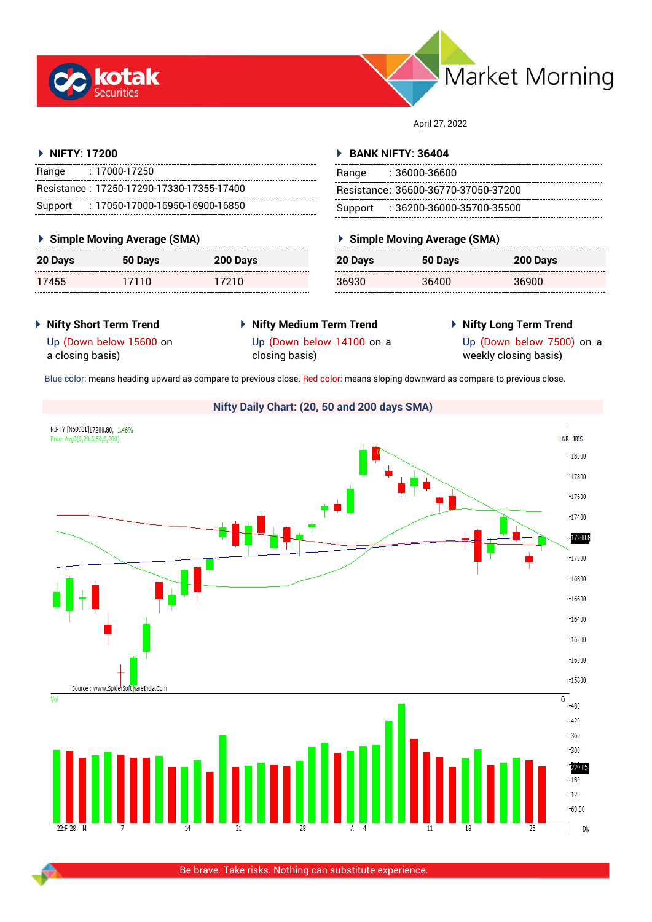# Market Morning

April 27, 2022

## NIFTY: 17200

| | |
|---|---|
| Range | : 17000-17250 |
| Resistance | : 17250-17290-17330-17355-17400 |
| Support | : 17050-17000-16950-16900-16850 |

### Simple Moving Average (SMA)

| 20 Days | 50 Days | 200 Days |
|---|---|---|
| 17455 | 17110 | 17210 |

## BANK NIFTY: 36404

| | |
|---|---|
| Range | : 36000-36600 |
| Resistance | : 36600-36770-37050-37200 |
| Support | : 36200-36000-35700-35500 |

### Simple Moving Average (SMA)

| 20 Days | 50 Days | 200 Days |
|---|---|---|
| 36930 | 36400 | 36900 |

### Nifty Short Term Trend

Up (Down below 15600 on a closing basis)

### Nifty Medium Term Trend

Up (Down below 14100 on a closing basis)

### Nifty Long Term Trend

Up (Down below 7500) on a weekly closing basis)

Blue color: means heading upward as compare to previous close. Red color: means sloping downward as compare to previous close.

### Nifty Daily Chart: (20, 50 and 200 days SMA)

Be brave. Take risks. Nothing can substitute experience.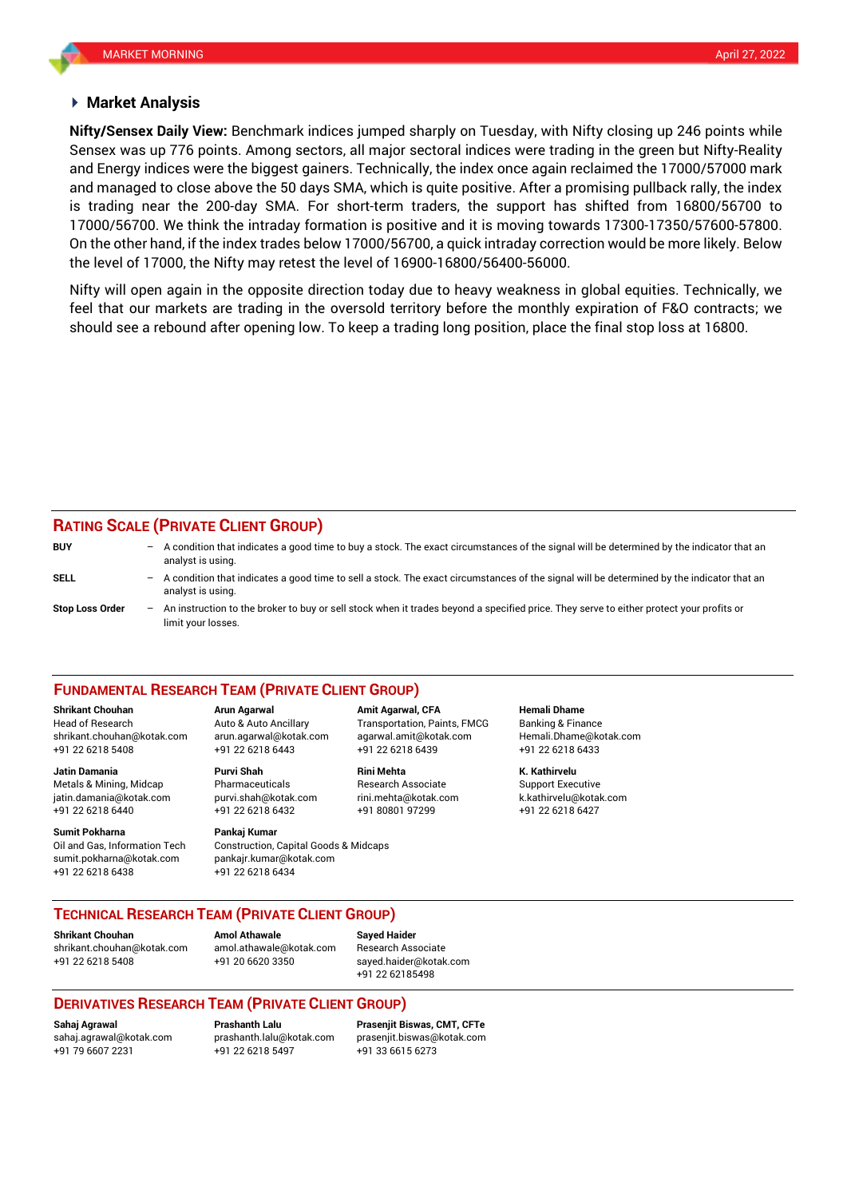## Market Analysis

**Nifty/Sensex Daily View:** Benchmark indices jumped sharply on Tuesday, with Nifty closing up 246 points while Sensex was up 776 points. Among sectors, all major sectoral indices were trading in the green but Nifty-Reality and Energy indices were the biggest gainers. Technically, the index once again reclaimed the 17000/57000 mark and managed to close above the 50 days SMA, which is quite positive. After a promising pullback rally, the index is trading near the 200-day SMA. For short-term traders, the support has shifted from 16800/56700 to 17000/56700. We think the intraday formation is positive and it is moving towards 17300-17350/57600-57800. On the other hand, if the index trades below 17000/56700, a quick intraday correction would be more likely. Below the level of 17000, the Nifty may retest the level of 16900-16800/56400-56000.

Nifty will open again in the opposite direction today due to heavy weakness in global equities. Technically, we feel that our markets are trading in the oversold territory before the monthly expiration of F&O contracts; we should see a rebound after opening low. To keep a trading long position, place the final stop loss at 16800.

## RATING SCALE (PRIVATE CLIENT GROUP)

| | | |
|---|---|---|
| **BUY** | – | A condition that indicates a good time to buy a stock. The exact circumstances of the signal will be determined by the indicator that an analyst is using. |
| **SELL** | – | A condition that indicates a good time to sell a stock. The exact circumstances of the signal will be determined by the indicator that an analyst is using. |
| **Stop Loss Order** | – | An instruction to the broker to buy or sell stock when it trades beyond a specified price. They serve to either protect your profits or limit your losses. |

## FUNDAMENTAL RESEARCH TEAM (PRIVATE CLIENT GROUP)

**Shrikant Chouhan**
Head of Research
shrikant.chouhan@kotak.com
+91 22 6218 5408

**Arun Agarwal**
Auto & Auto Ancillary
arun.agarwal@kotak.com
+91 22 6218 6443

**Amit Agarwal, CFA**
Transportation, Paints, FMCG
agarwal.amit@kotak.com
+91 22 6218 6439

**Hemali Dhame**
Banking & Finance
Hemali.Dhame@kotak.com
+91 22 6218 6433

**Jatin Damania**
Metals & Mining, Midcap
jatin.damania@kotak.com
+91 22 6218 6440

**Purvi Shah**
Pharmaceuticals
purvi.shah@kotak.com
+91 22 6218 6432

**Rini Mehta**
Research Associate
rini.mehta@kotak.com
+91 80801 97299

**K. Kathirvelu**
Support Executive
k.kathirvelu@kotak.com
+91 22 6218 6427

**Sumit Pokharna**
Oil and Gas, Information Tech
sumit.pokharna@kotak.com
+91 22 6218 6438

**Pankaj Kumar**
Construction, Capital Goods & Midcaps
pankajr.kumar@kotak.com
+91 22 6218 6434

## TECHNICAL RESEARCH TEAM (PRIVATE CLIENT GROUP)

**Shrikant Chouhan**
shrikant.chouhan@kotak.com
+91 22 6218 5408

**Amol Athawale**
amol.athawale@kotak.com
+91 20 6620 3350

**Sayed Haider**
Research Associate
sayed.haider@kotak.com
+91 22 62185498

## DERIVATIVES RESEARCH TEAM (PRIVATE CLIENT GROUP)

**Sahaj Agrawal**
sahaj.agrawal@kotak.com
+91 79 6607 2231

**Prashanth Lalu**
prashanth.lalu@kotak.com
+91 22 6218 5497

**Prasenjit Biswas, CMT, CFTe**
prasenjit.biswas@kotak.com
+91 33 6615 6273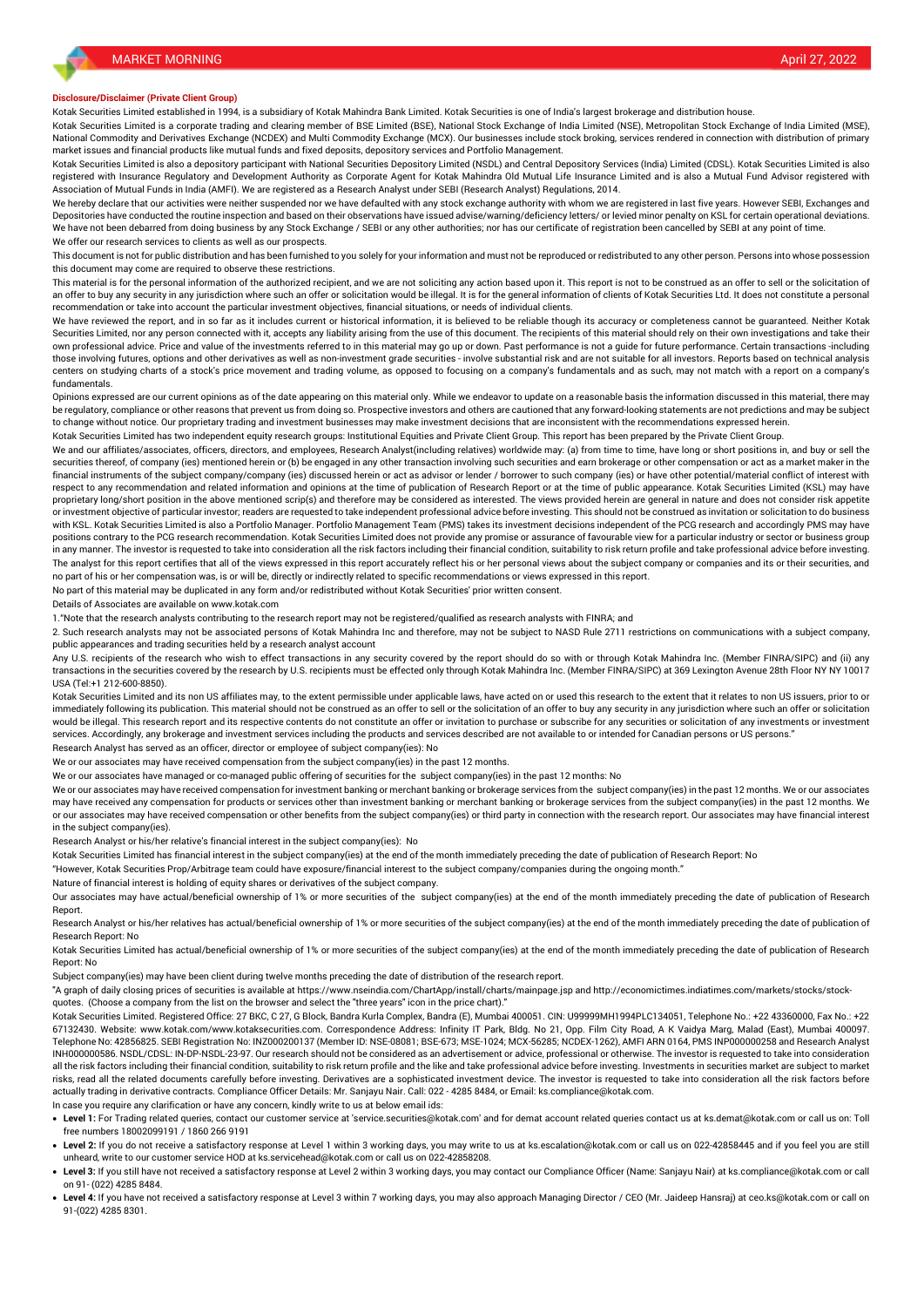**Disclosure/Disclaimer (Private Client Group)**

Kotak Securities Limited established in 1994, is a subsidiary of Kotak Mahindra Bank Limited. Kotak Securities is one of India's largest brokerage and distribution house.

Kotak Securities Limited is a corporate trading and clearing member of BSE Limited (BSE), National Stock Exchange of India Limited (NSE), Metropolitan Stock Exchange of India Limited (MSE), National Commodity and Derivatives Exchange (NCDEX) and Multi Commodity Exchange (MCX). Our businesses include stock broking, services rendered in connection with distribution of primary market issues and financial products like mutual funds and fixed deposits, depository services and Portfolio Management.

Kotak Securities Limited is also a depository participant with National Securities Depository Limited (NSDL) and Central Depository Services (India) Limited (CDSL). Kotak Securities Limited is also registered with Insurance Regulatory and Development Authority as Corporate Agent for Kotak Mahindra Old Mutual Life Insurance Limited and is also a Mutual Fund Advisor registered with Association of Mutual Funds in India (AMFI). We are registered as a Research Analyst under SEBI (Research Analyst) Regulations, 2014.

We hereby declare that our activities were neither suspended nor we have defaulted with any stock exchange authority with whom we are registered in last five years. However SEBI, Exchanges and Depositories have conducted the routine inspection and based on their observations have issued advise/warning/deficiency letters/ or levied minor penalty on KSL for certain operational deviations. We have not been debarred from doing business by any Stock Exchange / SEBI or any other authorities; nor has our certificate of registration been cancelled by SEBI at any point of time.

We offer our research services to clients as well as our prospects.

This document is not for public distribution and has been furnished to you solely for your information and must not be reproduced or redistributed to any other person. Persons into whose possession this document may come are required to observe these restrictions.

This material is for the personal information of the authorized recipient, and we are not soliciting any action based upon it. This report is not to be construed as an offer to sell or the solicitation of an offer to buy any security in any jurisdiction where such an offer or solicitation would be illegal. It is for the general information of clients of Kotak Securities Ltd. It does not constitute a personal recommendation or take into account the particular investment objectives, financial situations, or needs of individual clients.

We have reviewed the report, and in so far as it includes current or historical information, it is believed to be reliable though its accuracy or completeness cannot be guaranteed. Neither Kotak Securities Limited, nor any person connected with it, accepts any liability arising from the use of this document. The recipients of this material should rely on their own investigations and take their own professional advice. Price and value of the investments referred to in this material may go up or down. Past performance is not a guide for future performance. Certain transactions -including those involving futures, options and other derivatives as well as non-investment grade securities - involve substantial risk and are not suitable for all investors. Reports based on technical analysis centers on studying charts of a stock's price movement and trading volume, as opposed to focusing on a company's fundamentals and as such, may not match with a report on a company's fundamentals.

Opinions expressed are our current opinions as of the date appearing on this material only. While we endeavor to update on a reasonable basis the information discussed in this material, there may be regulatory, compliance or other reasons that prevent us from doing so. Prospective investors and others are cautioned that any forward-looking statements are not predictions and may be subject to change without notice. Our proprietary trading and investment businesses may make investment decisions that are inconsistent with the recommendations expressed herein.

Kotak Securities Limited has two independent equity research groups: Institutional Equities and Private Client Group. This report has been prepared by the Private Client Group.

We and our affiliates/associates, officers, directors, and employees, Research Analyst(including relatives) worldwide may: (a) from time to time, have long or short positions in, and buy or sell the securities thereof, of company (ies) mentioned herein or (b) be engaged in any other transaction involving such securities and earn brokerage or other compensation or act as a market maker in the financial instruments of the subject company/company (ies) discussed herein or act as advisor or lender / borrower to such company (ies) or have other potential/material conflict of interest with respect to any recommendation and related information and opinions at the time of publication of Research Report or at the time of public appearance. Kotak Securities Limited (KSL) may have proprietary long/short position in the above mentioned scrip(s) and therefore may be considered as interested. The views provided herein are general in nature and does not consider risk appetite or investment objective of particular investor; readers are requested to take independent professional advice before investing. This should not be construed as invitation or solicitation to do business with KSL. Kotak Securities Limited is also a Portfolio Manager. Portfolio Management Team (PMS) takes its investment decisions independent of the PCG research and accordingly PMS may have positions contrary to the PCG research recommendation. Kotak Securities Limited does not provide any promise or assurance of favourable view for a particular industry or sector or business group in any manner. The investor is requested to take into consideration all the risk factors including their financial condition, suitability to risk return profile and take professional advice before investing.

The analyst for this report certifies that all of the views expressed in this report accurately reflect his or her personal views about the subject company or companies and its or their securities, and no part of his or her compensation was, is or will be, directly or indirectly related to specific recommendations or views expressed in this report.

No part of this material may be duplicated in any form and/or redistributed without Kotak Securities' prior written consent.

Details of Associates are available on www.kotak.com

1."Note that the research analysts contributing to the research report may not be registered/qualified as research analysts with FINRA; and

2. Such research analysts may not be associated persons of Kotak Mahindra Inc and therefore, may not be subject to NASD Rule 2711 restrictions on communications with a subject company, public appearances and trading securities held by a research analyst account

Any U.S. recipients of the research who wish to effect transactions in any security covered by the report should do so with or through Kotak Mahindra Inc. (Member FINRA/SIPC) and (ii) any transactions in the securities covered by the research by U.S. recipients must be effected only through Kotak Mahindra Inc. (Member FINRA/SIPC) at 369 Lexington Avenue 28th Floor NY NY 10017 USA (Tel:+1 212-600-8850).

Kotak Securities Limited and its non US affiliates may, to the extent permissible under applicable laws, have acted on or used this research to the extent that it relates to non US issuers, prior to or immediately following its publication. This material should not be construed as an offer to sell or the solicitation of an offer to buy any security in any jurisdiction where such an offer or solicitation would be illegal. This research report and its respective contents do not constitute an offer or invitation to purchase or subscribe for any securities or solicitation of any investments or investment services. Accordingly, any brokerage and investment services including the products and services described are not available to or intended for Canadian persons or US persons."

Research Analyst has served as an officer, director or employee of subject company(ies): No

We or our associates may have received compensation from the subject company(ies) in the past 12 months.

We or our associates have managed or co-managed public offering of securities for the subject company(ies) in the past 12 months: No

We or our associates may have received compensation for investment banking or merchant banking or brokerage services from the subject company(ies) in the past 12 months. We or our associates may have received any compensation for products or services other than investment banking or merchant banking or brokerage services from the subject company(ies) in the past 12 months. We or our associates may have received compensation or other benefits from the subject company(ies) or third party in connection with the research report. Our associates may have financial interest in the subject company(ies).

Research Analyst or his/her relative's financial interest in the subject company(ies): No

Kotak Securities Limited has financial interest in the subject company(ies) at the end of the month immediately preceding the date of publication of Research Report: No

"However, Kotak Securities Prop/Arbitrage team could have exposure/financial interest to the subject company/companies during the ongoing month."

Nature of financial interest is holding of equity shares or derivatives of the subject company.

Our associates may have actual/beneficial ownership of 1% or more securities of the subject company(ies) at the end of the month immediately preceding the date of publication of Research Report.

Research Analyst or his/her relatives has actual/beneficial ownership of 1% or more securities of the subject company(ies) at the end of the month immediately preceding the date of publication of Research Report: No

Kotak Securities Limited has actual/beneficial ownership of 1% or more securities of the subject company(ies) at the end of the month immediately preceding the date of publication of Research Report: No

Subject company(ies) may have been client during twelve months preceding the date of distribution of the research report.

"A graph of daily closing prices of securities is available at https://www.nseindia.com/ChartApp/install/charts/mainpage.jsp and http://economictimes.indiatimes.com/markets/stocks/stock-quotes. (Choose a company from the list on the browser and select the "three years" icon in the price chart)."

Kotak Securities Limited. Registered Office: 27 BKC, C 27, G Block, Bandra Kurla Complex, Bandra (E), Mumbai 400051. CIN: U99999MH1994PLC134051, Telephone No.: +22 43360000, Fax No.: +22 67132430. Website: www.kotak.com/www.kotaksecurities.com. Correspondence Address: Infinity IT Park, Bldg. No 21, Opp. Film City Road, A K Vaidya Marg, Malad (East), Mumbai 400097. Telephone No: 42856825. SEBI Registration No: INZ000200137 (Member ID: NSE-08081; BSE-673; MSE-1024; MCX-56285; NCDEX-1262), AMFI ARN 0164, PMS INP000000258 and Research Analyst INH000000586. NSDL/CDSL: IN-DP-NSDL-23-97. Our research should not be considered as an advertisement or advice, professional or otherwise. The investor is requested to take into consideration all the risk factors including their financial condition, suitability to risk return profile and the like and take professional advice before investing. Investments in securities market are subject to market risks, read all the related documents carefully before investing. Derivatives are a sophisticated investment device. The investor is requested to take into consideration all the risk factors before actually trading in derivative contracts. Compliance Officer Details: Mr. Sanjayu Nair. Call: 022 - 4285 8484, or Email: ks.compliance@kotak.com.

In case you require any clarification or have any concern, kindly write to us at below email ids:

- **Level 1:** For Trading related queries, contact our customer service at 'service.securities@kotak.com' and for demat account related queries contact us at ks.demat@kotak.com or call us on: Toll free numbers 18002099191 / 1860 266 9191
- **Level 2:** If you do not receive a satisfactory response at Level 1 within 3 working days, you may write to us at ks.escalation@kotak.com or call us on 022-42858445 and if you feel you are still unheard, write to our customer service HOD at ks.servicehead@kotak.com or call us on 022-42858208.
- **Level 3:** If you still have not received a satisfactory response at Level 2 within 3 working days, you may contact our Compliance Officer (Name: Sanjayu Nair) at ks.compliance@kotak.com or call on 91- (022) 4285 8484.
- **Level 4:** If you have not received a satisfactory response at Level 3 within 7 working days, you may also approach Managing Director / CEO (Mr. Jaideep Hansraj) at ceo.ks@kotak.com or call on 91-(022) 4285 8301.